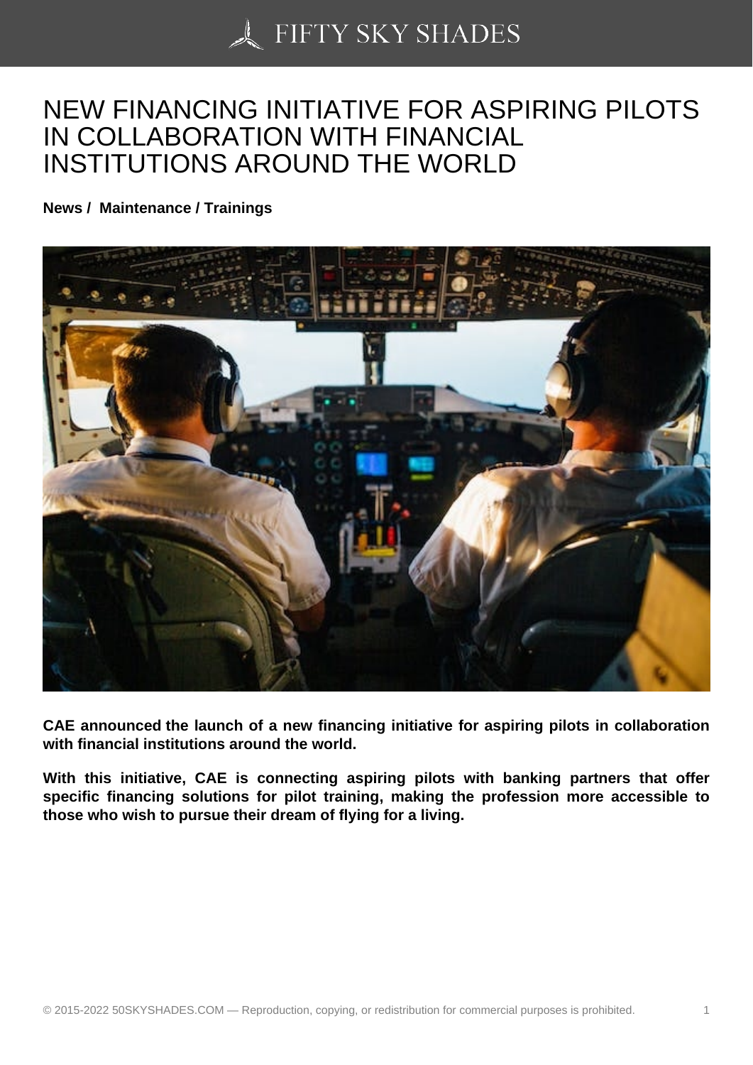# NEW FINANCING INITIATIVE FOR ASPIRING PILOTS IN COLLABORATION WITH FINANCIAL INSTITUTIONS AROUND THE WORLD

**News / Maintenance / Trainings**

**CAE announced the launch of a new financing initiative for aspiring pilots in collaboration with financial institutions around the world.**

**With this initiative, CAE is connecting aspiring pilots with banking partners that offer specific financing solutions for pilot training, making the profession more accessible to those who wish to pursue their dream of flying for a living.**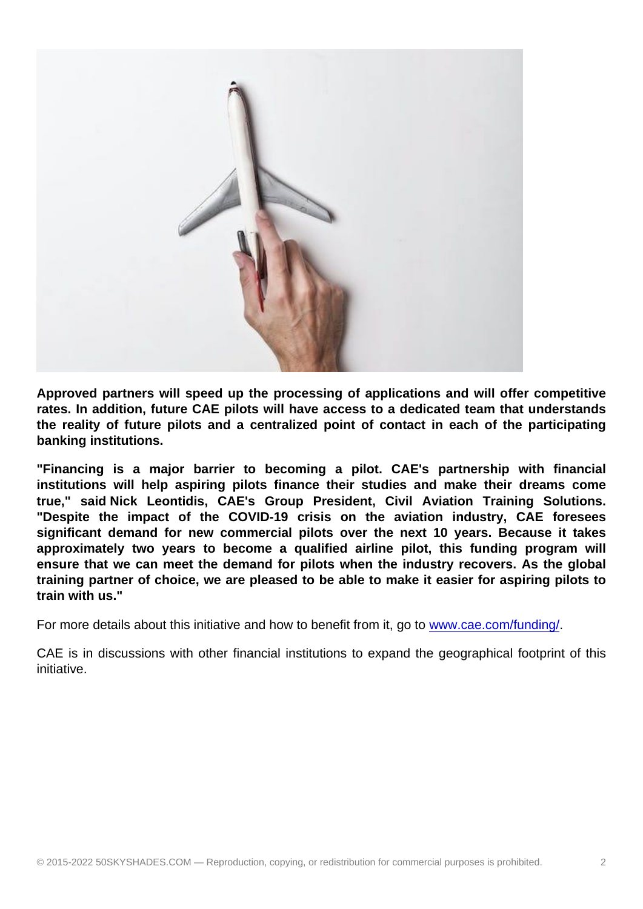**Approved partners will speed up the processing of applications and will offer competitive rates. In addition, future CAE pilots will have access to a dedicated team that understands the reality of future pilots and a centralized point of contact in each of the participating banking institutions.**

**"Financing is a major barrier to becoming a pilot. CAE's partnership with financial institutions will help aspiring pilots finance their studies and make their dreams come true," said Nick Leontidis, CAE's Group President, Civil Aviation Training Solutions. "Despite the impact of the COVID-19 crisis on the aviation industry, CAE foresees significant demand for new commercial pilots over the next 10 years. Because it takes approximately two years to become a qualified airline pilot, this funding program will ensure that we can meet the demand for pilots when the industry recovers. As the global training partner of choice, we are pleased to be able to make it easier for aspiring pilots to train with us."**

For more details about this initiative and how to benefit from it, go to [www.cae.com/funding/](www.cae.com/funding/).

CAE is in discussions with other financial institutions to expand the geographical footprint of this initiative.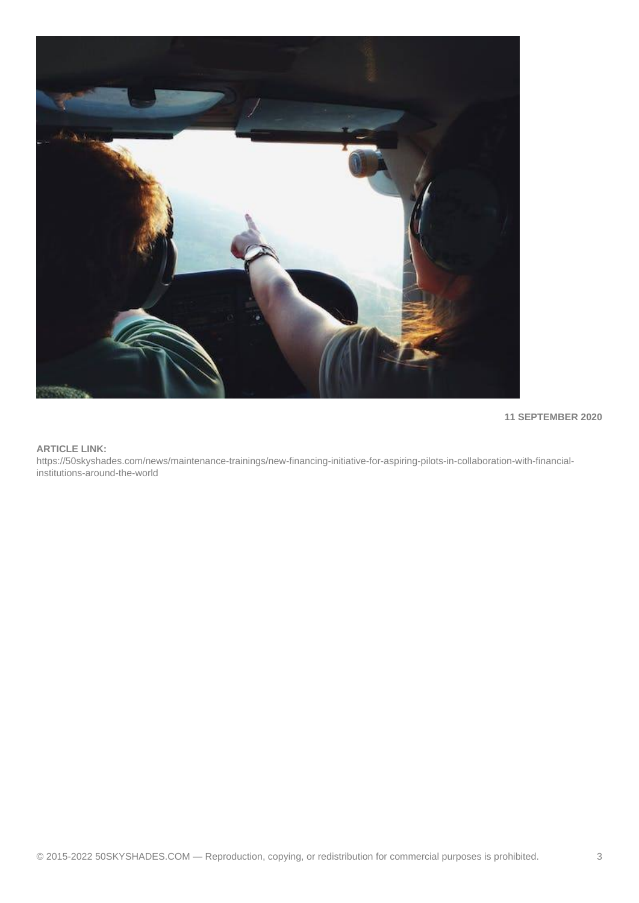**11 SEPTEMBER 2020**

**ARTICLE LINK:**
https://50skyshades.com/news/maintenance-trainings/new-financing-initiative-for-aspiring-pilots-in-collaboration-with-financial-institutions-around-the-world

© 2015-2022 50SKYSHADES.COM — Reproduction, copying, or redistribution for commercial purposes is prohibited.